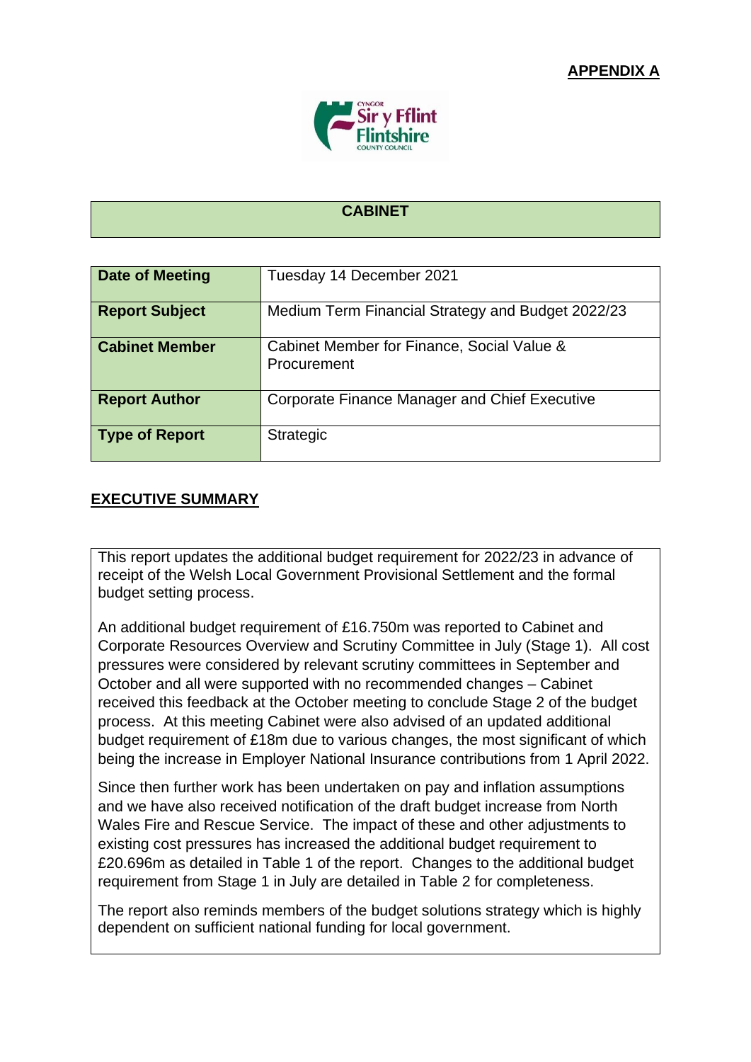**APPENDIX A**

## CABINET

| | |
|---|---|
| **Date of Meeting** | Tuesday 14 December 2021 |
| **Report Subject** | Medium Term Financial Strategy and Budget 2022/23 |
| **Cabinet Member** | Cabinet Member for Finance, Social Value & Procurement |
| **Report Author** | Corporate Finance Manager and Chief Executive |
| **Type of Report** | Strategic |

## EXECUTIVE SUMMARY

This report updates the additional budget requirement for 2022/23 in advance of receipt of the Welsh Local Government Provisional Settlement and the formal budget setting process.

An additional budget requirement of £16.750m was reported to Cabinet and Corporate Resources Overview and Scrutiny Committee in July (Stage 1). All cost pressures were considered by relevant scrutiny committees in September and October and all were supported with no recommended changes – Cabinet received this feedback at the October meeting to conclude Stage 2 of the budget process. At this meeting Cabinet were also advised of an updated additional budget requirement of £18m due to various changes, the most significant of which being the increase in Employer National Insurance contributions from 1 April 2022.

Since then further work has been undertaken on pay and inflation assumptions and we have also received notification of the draft budget increase from North Wales Fire and Rescue Service. The impact of these and other adjustments to existing cost pressures has increased the additional budget requirement to £20.696m as detailed in Table 1 of the report. Changes to the additional budget requirement from Stage 1 in July are detailed in Table 2 for completeness.

The report also reminds members of the budget solutions strategy which is highly dependent on sufficient national funding for local government.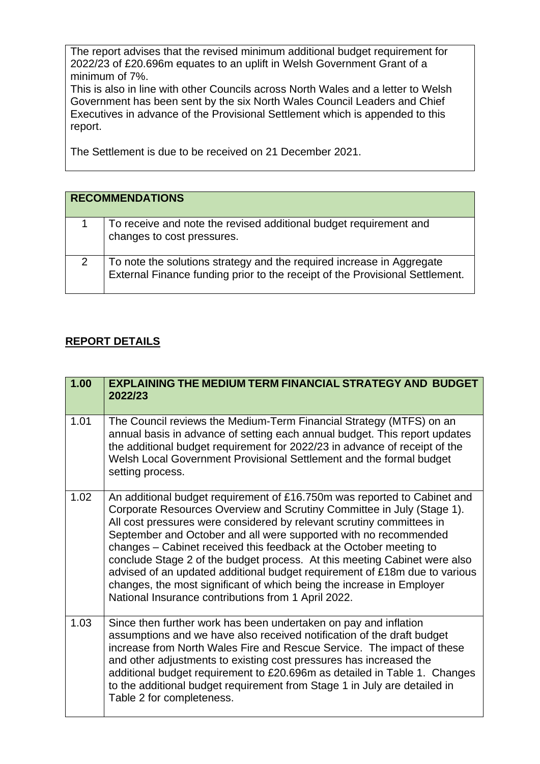| The report advises that the revised minimum additional budget requirement for 2022/23 of £20.696m equates to an uplift in Welsh Government Grant of a minimum of 7%.<br>This is also in line with other Councils across North Wales and a letter to Welsh Government has been sent by the six North Wales Council Leaders and Chief Executives in advance of the Provisional Settlement which is appended to this report.<br><br>The Settlement is due to be received on 21 December 2021. |
|---|

| **RECOMMENDATIONS** | |
|---|---|
| 1 | To receive and note the revised additional budget requirement and changes to cost pressures. |
| 2 | To note the solutions strategy and the required increase in Aggregate External Finance funding prior to the receipt of the Provisional Settlement. |

## **REPORT DETAILS**

| **1.00** | **EXPLAINING THE MEDIUM TERM FINANCIAL STRATEGY AND BUDGET 2022/23** |
|---|---|
| 1.01 | The Council reviews the Medium-Term Financial Strategy (MTFS) on an annual basis in advance of setting each annual budget. This report updates the additional budget requirement for 2022/23 in advance of receipt of the Welsh Local Government Provisional Settlement and the formal budget setting process. |
| 1.02 | An additional budget requirement of £16.750m was reported to Cabinet and Corporate Resources Overview and Scrutiny Committee in July (Stage 1). All cost pressures were considered by relevant scrutiny committees in September and October and all were supported with no recommended changes – Cabinet received this feedback at the October meeting to conclude Stage 2 of the budget process. At this meeting Cabinet were also advised of an updated additional budget requirement of £18m due to various changes, the most significant of which being the increase in Employer National Insurance contributions from 1 April 2022. |
| 1.03 | Since then further work has been undertaken on pay and inflation assumptions and we have also received notification of the draft budget increase from North Wales Fire and Rescue Service. The impact of these and other adjustments to existing cost pressures has increased the additional budget requirement to £20.696m as detailed in Table 1. Changes to the additional budget requirement from Stage 1 in July are detailed in Table 2 for completeness. |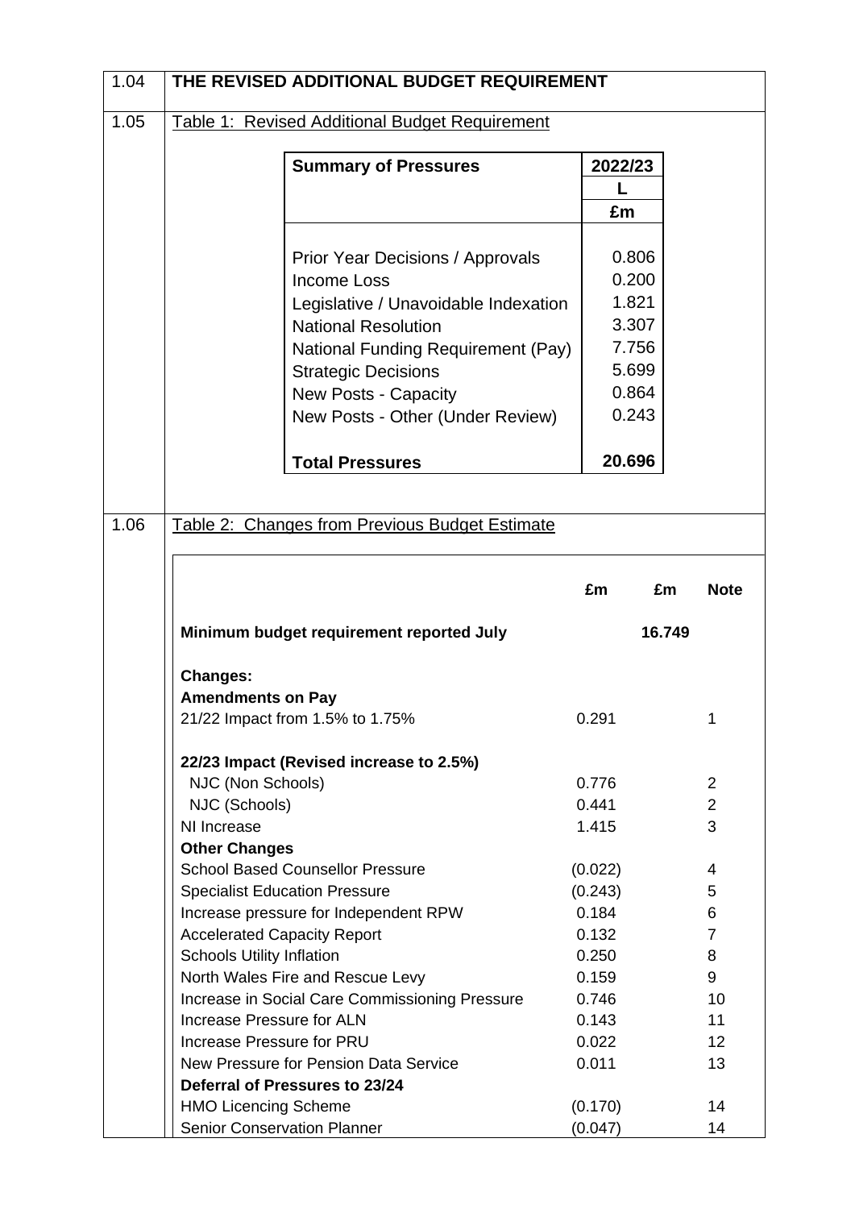1.04 **THE REVISED ADDITIONAL BUDGET REQUIREMENT**

1.05 Table 1: Revised Additional Budget Requirement

| Summary of Pressures | 2022/23 |
|---|---|
| | L |
| | £m |
| Prior Year Decisions / Approvals | 0.806 |
| Income Loss | 0.200 |
| Legislative / Unavoidable Indexation | 1.821 |
| National Resolution | 3.307 |
| National Funding Requirement (Pay) | 7.756 |
| Strategic Decisions | 5.699 |
| New Posts - Capacity | 0.864 |
| New Posts - Other (Under Review) | 0.243 |
| **Total Pressures** | **20.696** |

1.06 Table 2: Changes from Previous Budget Estimate

| | £m | £m | Note |
|---|---|---|---|
| **Minimum budget requirement reported July** | | **16.749** | |
| **Changes:** | | | |
| **Amendments on Pay** | | | |
| 21/22 Impact from 1.5% to 1.75% | 0.291 | | 1 |
| **22/23 Impact (Revised increase to 2.5%)** | | | |
| NJC (Non Schools) | 0.776 | | 2 |
| NJC (Schools) | 0.441 | | 2 |
| NI Increase | 1.415 | | 3 |
| **Other Changes** | | | |
| School Based Counsellor Pressure | (0.022) | | 4 |
| Specialist Education Pressure | (0.243) | | 5 |
| Increase pressure for Independent RPW | 0.184 | | 6 |
| Accelerated Capacity Report | 0.132 | | 7 |
| Schools Utility Inflation | 0.250 | | 8 |
| North Wales Fire and Rescue Levy | 0.159 | | 9 |
| Increase in Social Care Commissioning Pressure | 0.746 | | 10 |
| Increase Pressure for ALN | 0.143 | | 11 |
| Increase Pressure for PRU | 0.022 | | 12 |
| New Pressure for Pension Data Service | 0.011 | | 13 |
| **Deferral of Pressures to 23/24** | | | |
| HMO Licencing Scheme | (0.170) | | 14 |
| Senior Conservation Planner | (0.047) | | 14 |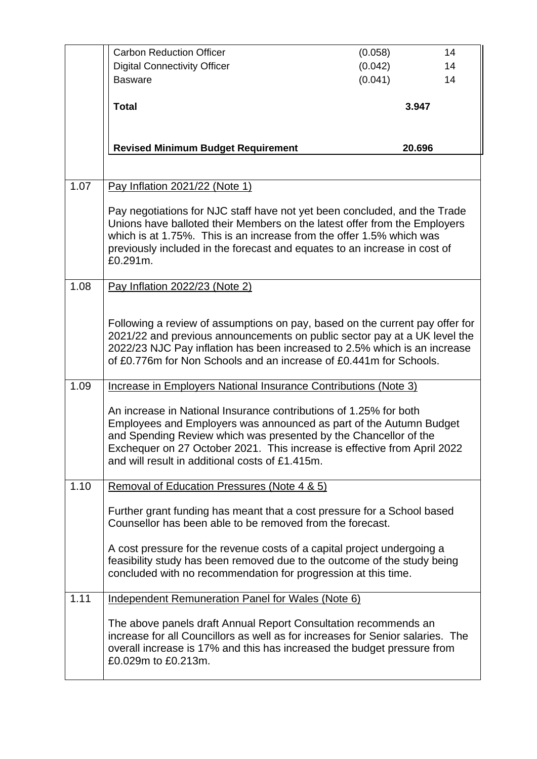| | | | |
|---|---|---|---|
| | Carbon Reduction Officer | (0.058) | 14 |
| | Digital Connectivity Officer | (0.042) | 14 |
| | Basware | (0.041) | 14 |
| | **Total** | **3.947** | |
| | **Revised Minimum Budget Requirement** | **20.696** | |

| | |
|---|---|
| 1.07 | Pay Inflation 2021/22 (Note 1)<br><br>Pay negotiations for NJC staff have not yet been concluded, and the Trade Unions have balloted their Members on the latest offer from the Employers which is at 1.75%. This is an increase from the offer 1.5% which was previously included in the forecast and equates to an increase in cost of £0.291m. |
| 1.08 | Pay Inflation 2022/23 (Note 2)<br><br>Following a review of assumptions on pay, based on the current pay offer for 2021/22 and previous announcements on public sector pay at a UK level the 2022/23 NJC Pay inflation has been increased to 2.5% which is an increase of £0.776m for Non Schools and an increase of £0.441m for Schools. |
| 1.09 | Increase in Employers National Insurance Contributions (Note 3)<br><br>An increase in National Insurance contributions of 1.25% for both Employees and Employers was announced as part of the Autumn Budget and Spending Review which was presented by the Chancellor of the Exchequer on 27 October 2021. This increase is effective from April 2022 and will result in additional costs of £1.415m. |
| 1.10 | Removal of Education Pressures (Note 4 & 5)<br><br>Further grant funding has meant that a cost pressure for a School based Counsellor has been able to be removed from the forecast.<br><br>A cost pressure for the revenue costs of a capital project undergoing a feasibility study has been removed due to the outcome of the study being concluded with no recommendation for progression at this time. |
| 1.11 | Independent Remuneration Panel for Wales (Note 6)<br><br>The above panels draft Annual Report Consultation recommends an increase for all Councillors as well as for increases for Senior salaries. The overall increase is 17% and this has increased the budget pressure from £0.029m to £0.213m. |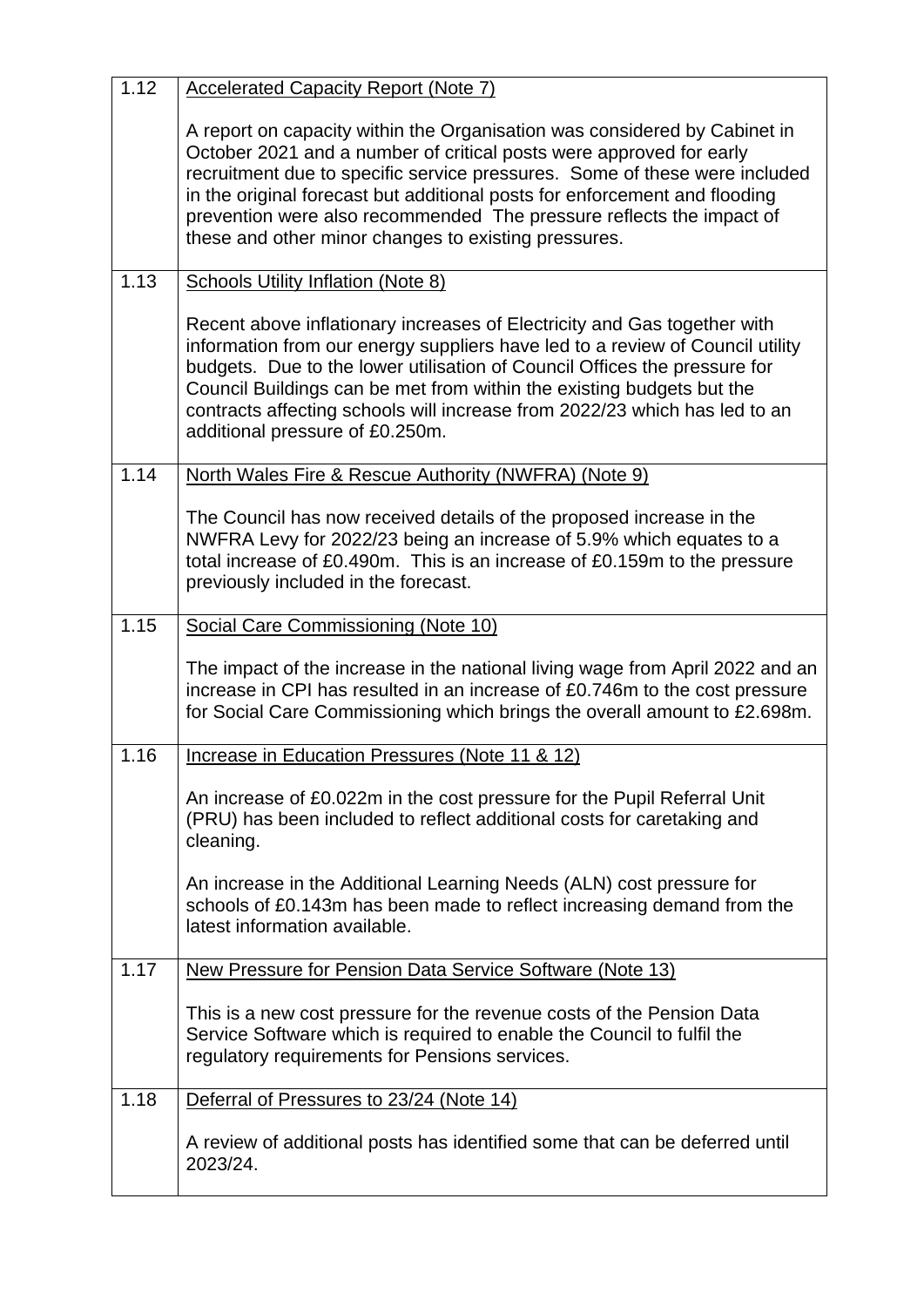| | |
|---|---|
| 1.12 | <u>Accelerated Capacity Report (Note 7)</u><br><br>A report on capacity within the Organisation was considered by Cabinet in October 2021 and a number of critical posts were approved for early recruitment due to specific service pressures. Some of these were included in the original forecast but additional posts for enforcement and flooding prevention were also recommended The pressure reflects the impact of these and other minor changes to existing pressures. |
| 1.13 | <u>Schools Utility Inflation (Note 8)</u><br><br>Recent above inflationary increases of Electricity and Gas together with information from our energy suppliers have led to a review of Council utility budgets. Due to the lower utilisation of Council Offices the pressure for Council Buildings can be met from within the existing budgets but the contracts affecting schools will increase from 2022/23 which has led to an additional pressure of £0.250m. |
| 1.14 | <u>North Wales Fire & Rescue Authority (NWFRA) (Note 9)</u><br><br>The Council has now received details of the proposed increase in the NWFRA Levy for 2022/23 being an increase of 5.9% which equates to a total increase of £0.490m. This is an increase of £0.159m to the pressure previously included in the forecast. |
| 1.15 | <u>Social Care Commissioning (Note 10)</u><br><br>The impact of the increase in the national living wage from April 2022 and an increase in CPI has resulted in an increase of £0.746m to the cost pressure for Social Care Commissioning which brings the overall amount to £2.698m. |
| 1.16 | <u>Increase in Education Pressures (Note 11 & 12)</u><br><br>An increase of £0.022m in the cost pressure for the Pupil Referral Unit (PRU) has been included to reflect additional costs for caretaking and cleaning.<br><br>An increase in the Additional Learning Needs (ALN) cost pressure for schools of £0.143m has been made to reflect increasing demand from the latest information available. |
| 1.17 | <u>New Pressure for Pension Data Service Software (Note 13)</u><br><br>This is a new cost pressure for the revenue costs of the Pension Data Service Software which is required to enable the Council to fulfil the regulatory requirements for Pensions services. |
| 1.18 | <u>Deferral of Pressures to 23/24 (Note 14)</u><br><br>A review of additional posts has identified some that can be deferred until 2023/24. |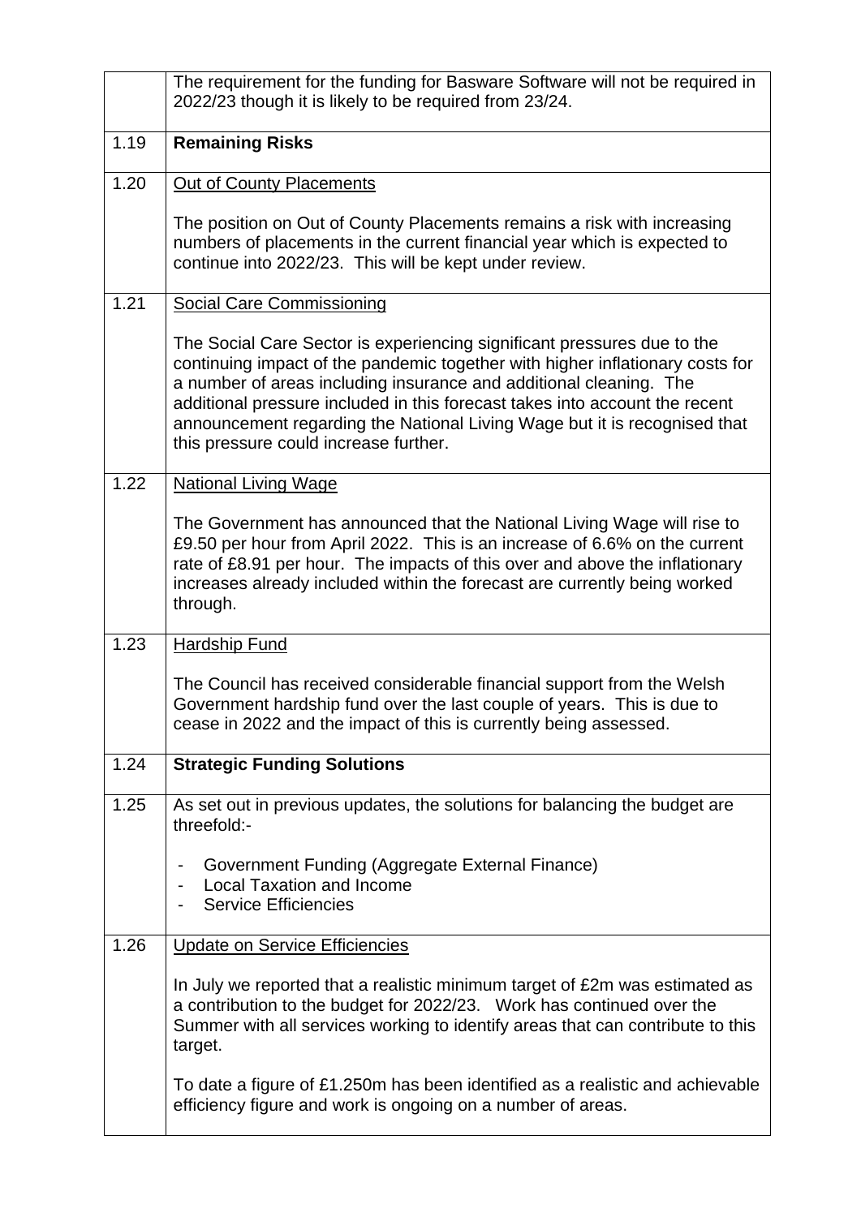| | |
|---|---|
| | The requirement for the funding for Basware Software will not be required in 2022/23 though it is likely to be required from 23/24. |
| 1.19 | **Remaining Risks** |
| 1.20 | Out of County Placements<br><br>The position on Out of County Placements remains a risk with increasing numbers of placements in the current financial year which is expected to continue into 2022/23. This will be kept under review. |
| 1.21 | Social Care Commissioning<br><br>The Social Care Sector is experiencing significant pressures due to the continuing impact of the pandemic together with higher inflationary costs for a number of areas including insurance and additional cleaning. The additional pressure included in this forecast takes into account the recent announcement regarding the National Living Wage but it is recognised that this pressure could increase further. |
| 1.22 | National Living Wage<br><br>The Government has announced that the National Living Wage will rise to £9.50 per hour from April 2022. This is an increase of 6.6% on the current rate of £8.91 per hour. The impacts of this over and above the inflationary increases already included within the forecast are currently being worked through. |
| 1.23 | Hardship Fund<br><br>The Council has received considerable financial support from the Welsh Government hardship fund over the last couple of years. This is due to cease in 2022 and the impact of this is currently being assessed. |
| 1.24 | **Strategic Funding Solutions** |
| 1.25 | As set out in previous updates, the solutions for balancing the budget are threefold:-<br><br>- Government Funding (Aggregate External Finance)<br>- Local Taxation and Income<br>- Service Efficiencies |
| 1.26 | Update on Service Efficiencies<br><br>In July we reported that a realistic minimum target of £2m was estimated as a contribution to the budget for 2022/23. Work has continued over the Summer with all services working to identify areas that can contribute to this target.<br><br>To date a figure of £1.250m has been identified as a realistic and achievable efficiency figure and work is ongoing on a number of areas. |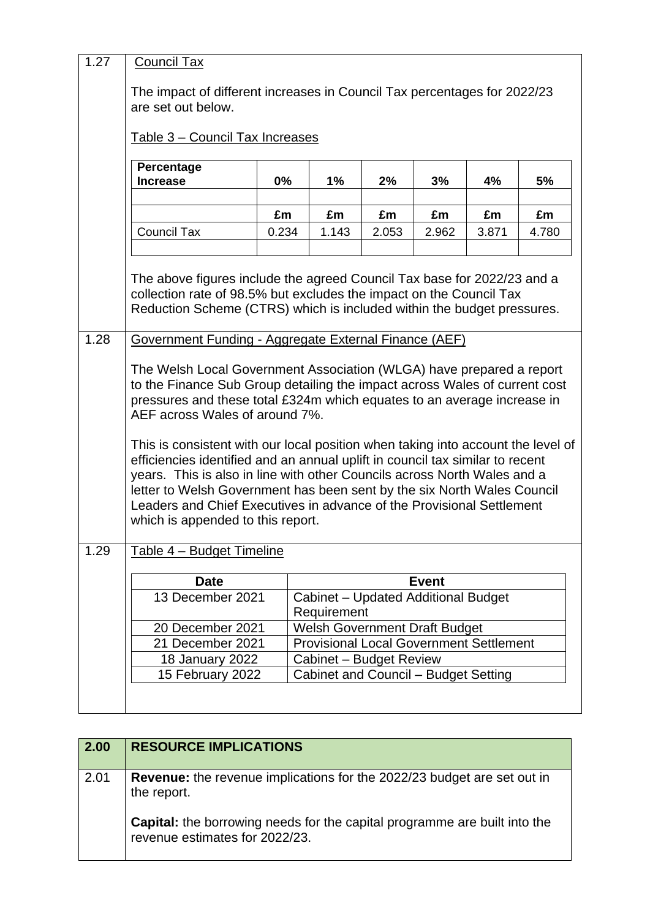**1.27** Council Tax

The impact of different increases in Council Tax percentages for 2022/23 are set out below.

Table 3 – Council Tax Increases

| **Percentage Increase** | **0%** | **1%** | **2%** | **3%** | **4%** | **5%** |
|---|---|---|---|---|---|---|
| | | | | | | |
| | **£m** | **£m** | **£m** | **£m** | **£m** | **£m** |
| Council Tax | 0.234 | 1.143 | 2.053 | 2.962 | 3.871 | 4.780 |
| | | | | | | |

The above figures include the agreed Council Tax base for 2022/23 and a collection rate of 98.5% but excludes the impact on the Council Tax Reduction Scheme (CTRS) which is included within the budget pressures.

**1.28** Government Funding - Aggregate External Finance (AEF)

The Welsh Local Government Association (WLGA) have prepared a report to the Finance Sub Group detailing the impact across Wales of current cost pressures and these total £324m which equates to an average increase in AEF across Wales of around 7%.

This is consistent with our local position when taking into account the level of efficiencies identified and an annual uplift in council tax similar to recent years. This is also in line with other Councils across North Wales and a letter to Welsh Government has been sent by the six North Wales Council Leaders and Chief Executives in advance of the Provisional Settlement which is appended to this report.

**1.29** Table 4 – Budget Timeline

| **Date** | **Event** |
|---|---|
| 13 December 2021 | Cabinet – Updated Additional Budget Requirement |
| 20 December 2021 | Welsh Government Draft Budget |
| 21 December 2021 | Provisional Local Government Settlement |
| 18 January 2022 | Cabinet – Budget Review |
| 15 February 2022 | Cabinet and Council – Budget Setting |

## 2.00 RESOURCE IMPLICATIONS

**2.01** **Revenue:** the revenue implications for the 2022/23 budget are set out in the report.

**Capital:** the borrowing needs for the capital programme are built into the revenue estimates for 2022/23.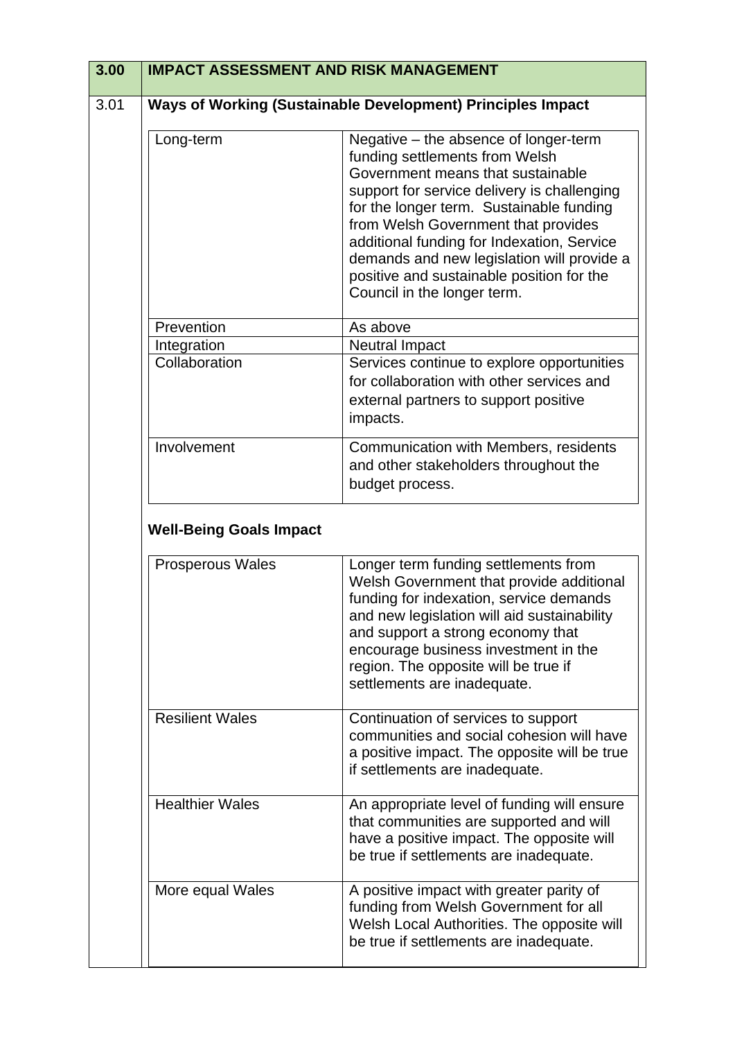| 3.00 | IMPACT ASSESSMENT AND RISK MANAGEMENT |
|---|---|

**3.01 Ways of Working (Sustainable Development) Principles Impact**

| Long-term | Negative – the absence of longer-term funding settlements from Welsh Government means that sustainable support for service delivery is challenging for the longer term. Sustainable funding from Welsh Government that provides additional funding for Indexation, Service demands and new legislation will provide a positive and sustainable position for the Council in the longer term. |
|---|---|
| Prevention | As above |
| Integration | Neutral Impact |
| Collaboration | Services continue to explore opportunities for collaboration with other services and external partners to support positive impacts. |
| Involvement | Communication with Members, residents and other stakeholders throughout the budget process. |

**Well-Being Goals Impact**

| Prosperous Wales | Longer term funding settlements from Welsh Government that provide additional funding for indexation, service demands and new legislation will aid sustainability and support a strong economy that encourage business investment in the region. The opposite will be true if settlements are inadequate. |
|---|---|
| Resilient Wales | Continuation of services to support communities and social cohesion will have a positive impact. The opposite will be true if settlements are inadequate. |
| Healthier Wales | An appropriate level of funding will ensure that communities are supported and will have a positive impact. The opposite will be true if settlements are inadequate. |
| More equal Wales | A positive impact with greater parity of funding from Welsh Government for all Welsh Local Authorities. The opposite will be true if settlements are inadequate. |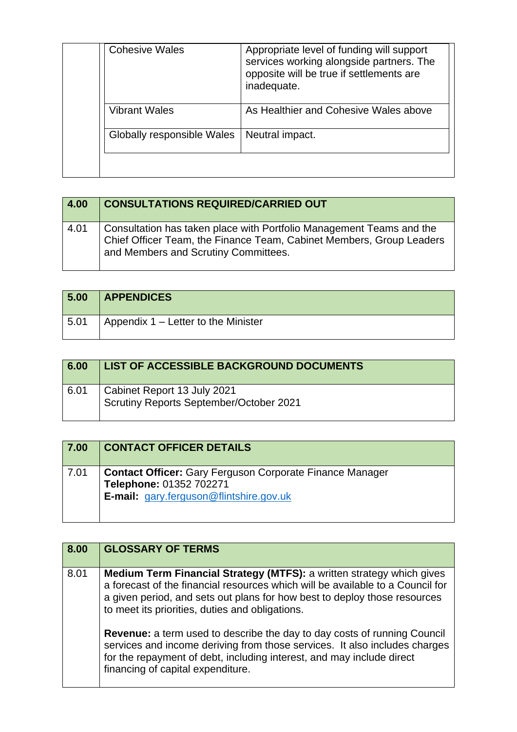| | | |
|---|---|---|
| | Cohesive Wales | Appropriate level of funding will support services working alongside partners. The opposite will be true if settlements are inadequate. |
| | Vibrant Wales | As Healthier and Cohesive Wales above |
| | Globally responsible Wales | Neutral impact. |

| 4.00 | CONSULTATIONS REQUIRED/CARRIED OUT |
|---|---|
| 4.01 | Consultation has taken place with Portfolio Management Teams and the Chief Officer Team, the Finance Team, Cabinet Members, Group Leaders and Members and Scrutiny Committees. |

| 5.00 | APPENDICES |
|---|---|
| 5.01 | Appendix 1 – Letter to the Minister |

| 6.00 | LIST OF ACCESSIBLE BACKGROUND DOCUMENTS |
|---|---|
| 6.01 | Cabinet Report 13 July 2021<br>Scrutiny Reports September/October 2021 |

| 7.00 | CONTACT OFFICER DETAILS |
|---|---|
| 7.01 | **Contact Officer:** Gary Ferguson Corporate Finance Manager<br>**Telephone:** 01352 702271<br>**E-mail:** gary.ferguson@flintshire.gov.uk |

| 8.00 | GLOSSARY OF TERMS |
|---|---|
| 8.01 | **Medium Term Financial Strategy (MTFS):** a written strategy which gives a forecast of the financial resources which will be available to a Council for a given period, and sets out plans for how best to deploy those resources to meet its priorities, duties and obligations.<br><br>**Revenue:** a term used to describe the day to day costs of running Council services and income deriving from those services. It also includes charges for the repayment of debt, including interest, and may include direct financing of capital expenditure. |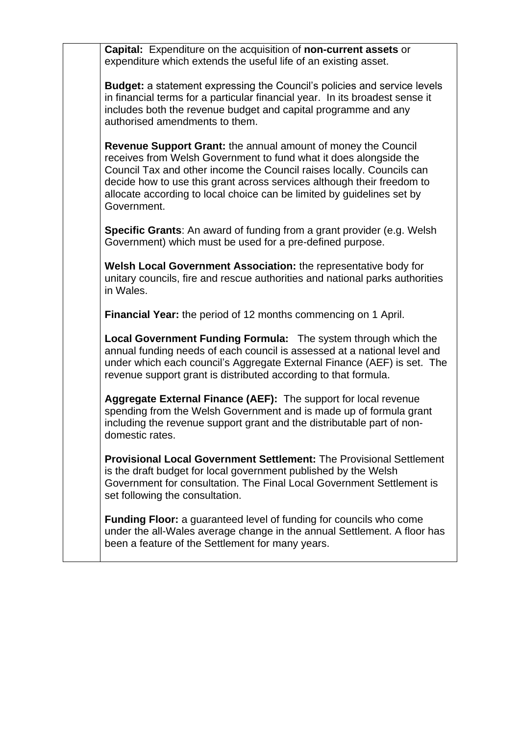**Capital:** Expenditure on the acquisition of **non-current assets** or expenditure which extends the useful life of an existing asset.

**Budget:** a statement expressing the Council's policies and service levels in financial terms for a particular financial year. In its broadest sense it includes both the revenue budget and capital programme and any authorised amendments to them.

**Revenue Support Grant:** the annual amount of money the Council receives from Welsh Government to fund what it does alongside the Council Tax and other income the Council raises locally. Councils can decide how to use this grant across services although their freedom to allocate according to local choice can be limited by guidelines set by Government.

**Specific Grants**: An award of funding from a grant provider (e.g. Welsh Government) which must be used for a pre-defined purpose.

**Welsh Local Government Association:** the representative body for unitary councils, fire and rescue authorities and national parks authorities in Wales.

**Financial Year:** the period of 12 months commencing on 1 April.

**Local Government Funding Formula:** The system through which the annual funding needs of each council is assessed at a national level and under which each council's Aggregate External Finance (AEF) is set. The revenue support grant is distributed according to that formula.

**Aggregate External Finance (AEF):** The support for local revenue spending from the Welsh Government and is made up of formula grant including the revenue support grant and the distributable part of non-domestic rates.

**Provisional Local Government Settlement:** The Provisional Settlement is the draft budget for local government published by the Welsh Government for consultation. The Final Local Government Settlement is set following the consultation.

**Funding Floor:** a guaranteed level of funding for councils who come under the all-Wales average change in the annual Settlement. A floor has been a feature of the Settlement for many years.